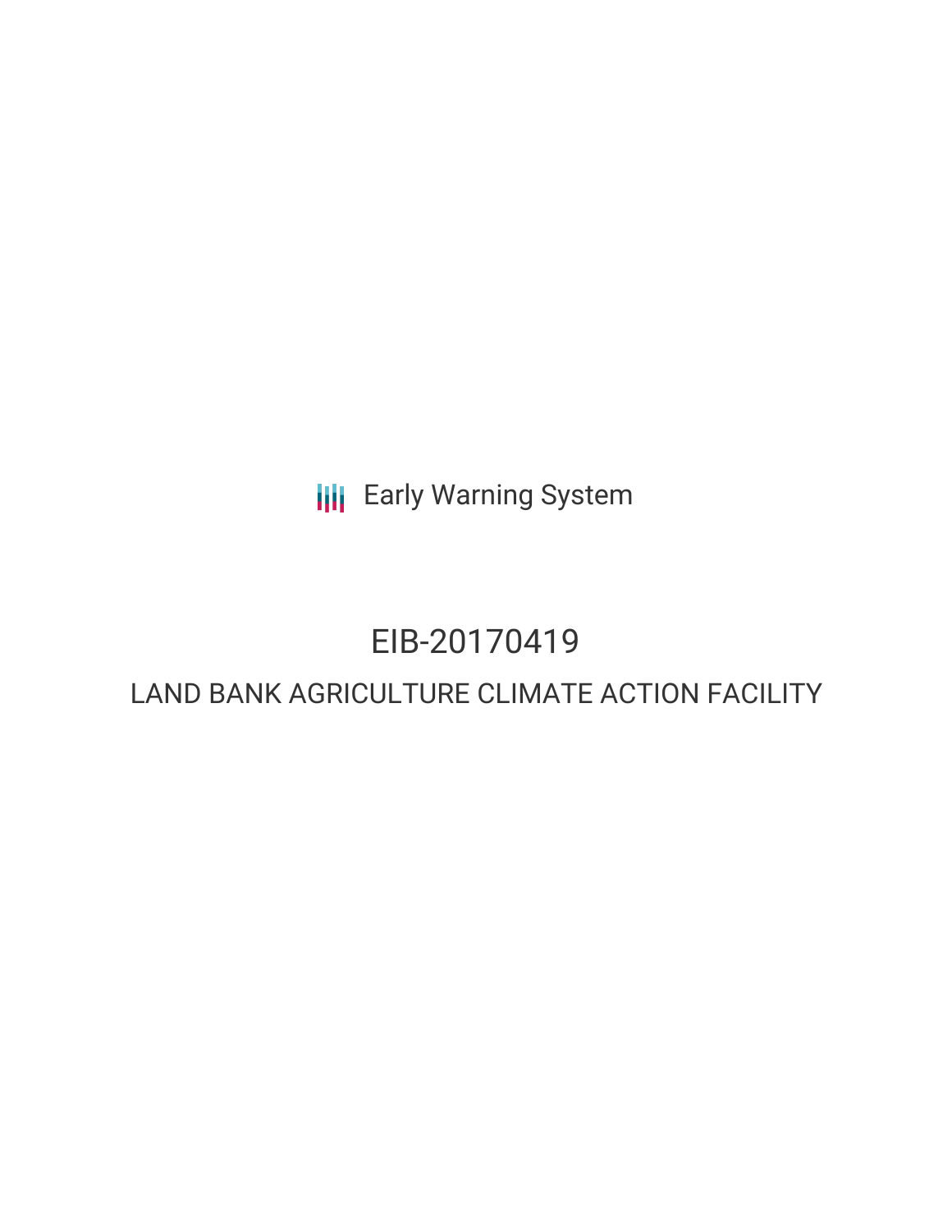Early Warning System

# EIB-20170419

## LAND BANK AGRICULTURE CLIMATE ACTION FACILITY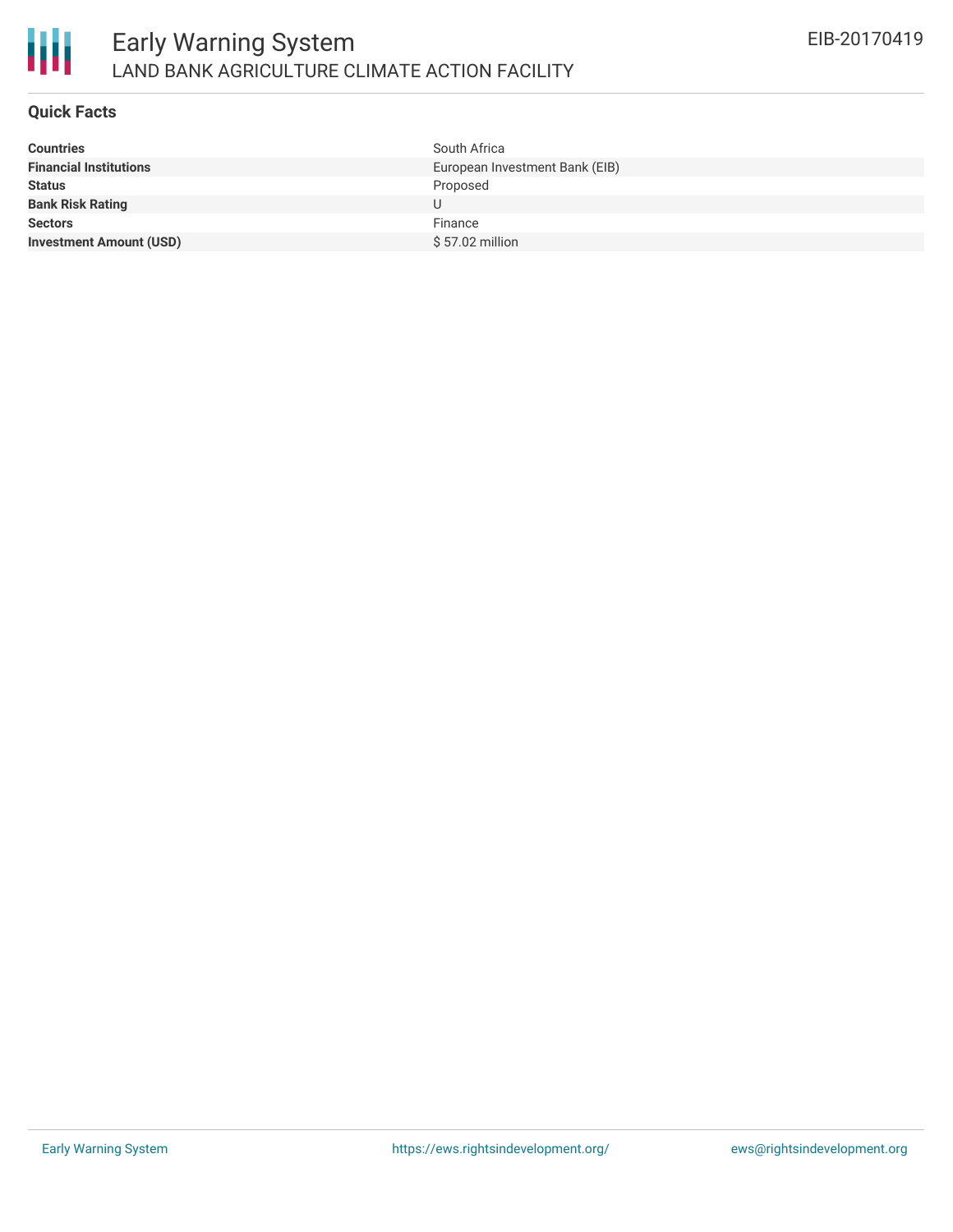# Early Warning System

## LAND BANK AGRICULTURE CLIMATE ACTION FACILITY

EIB-20170419

### Quick Facts

| | |
|---|---|
| **Countries** | South Africa |
| **Financial Institutions** | European Investment Bank (EIB) |
| **Status** | Proposed |
| **Bank Risk Rating** | U |
| **Sectors** | Finance |
| **Investment Amount (USD)** | $ 57.02 million |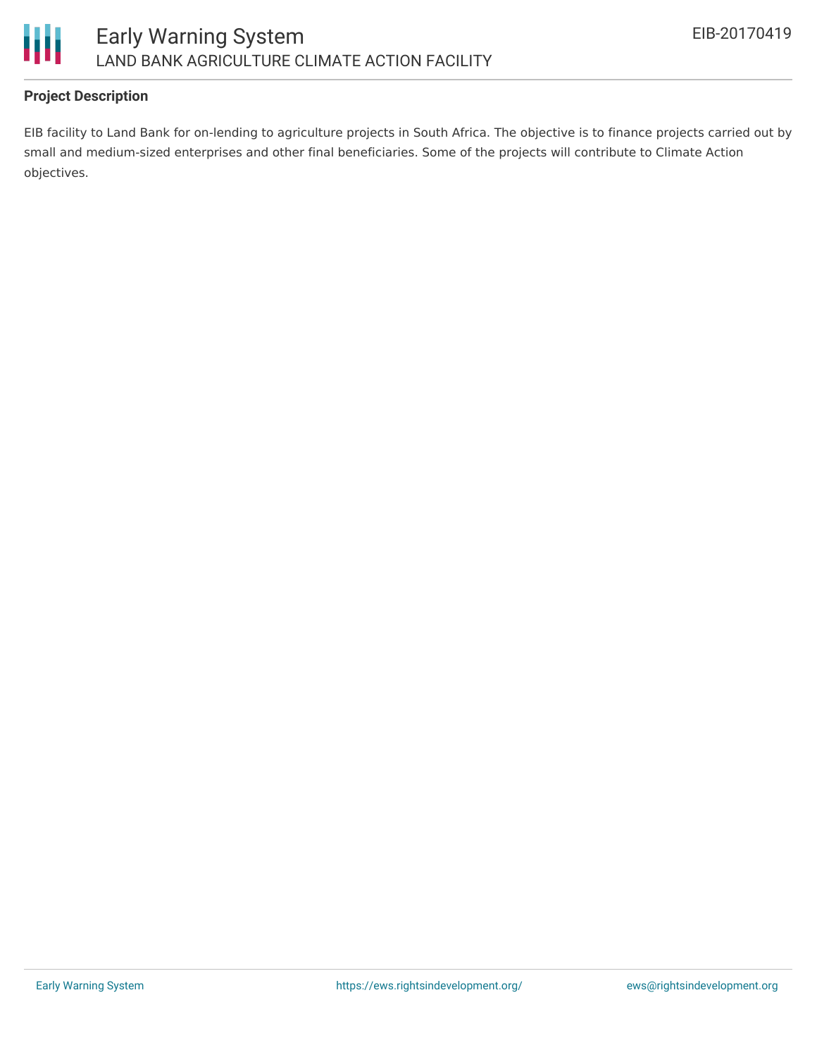## Project Description

EIB facility to Land Bank for on-lending to agriculture projects in South Africa. The objective is to finance projects carried out by small and medium-sized enterprises and other final beneficiaries. Some of the projects will contribute to Climate Action objectives.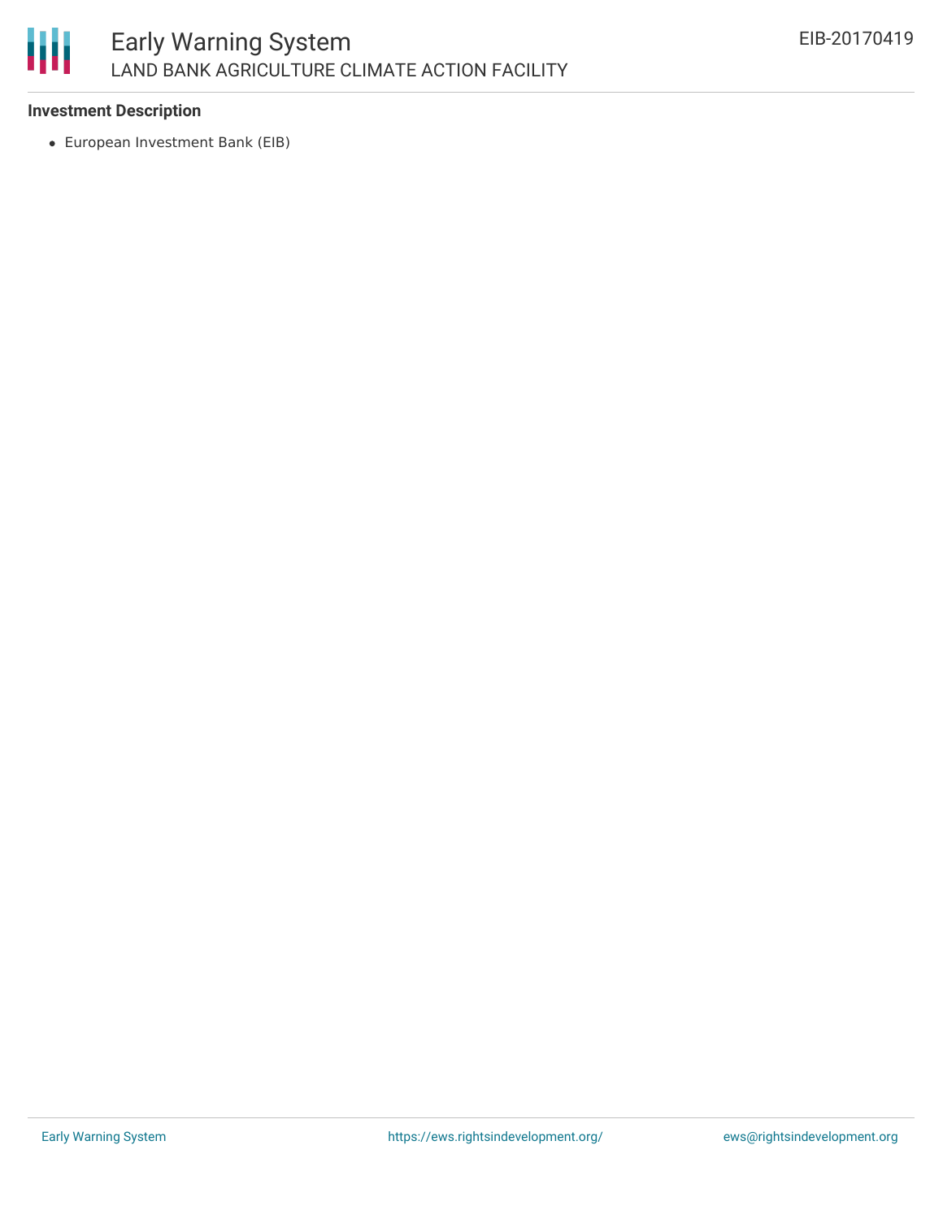### Investment Description

- European Investment Bank (EIB)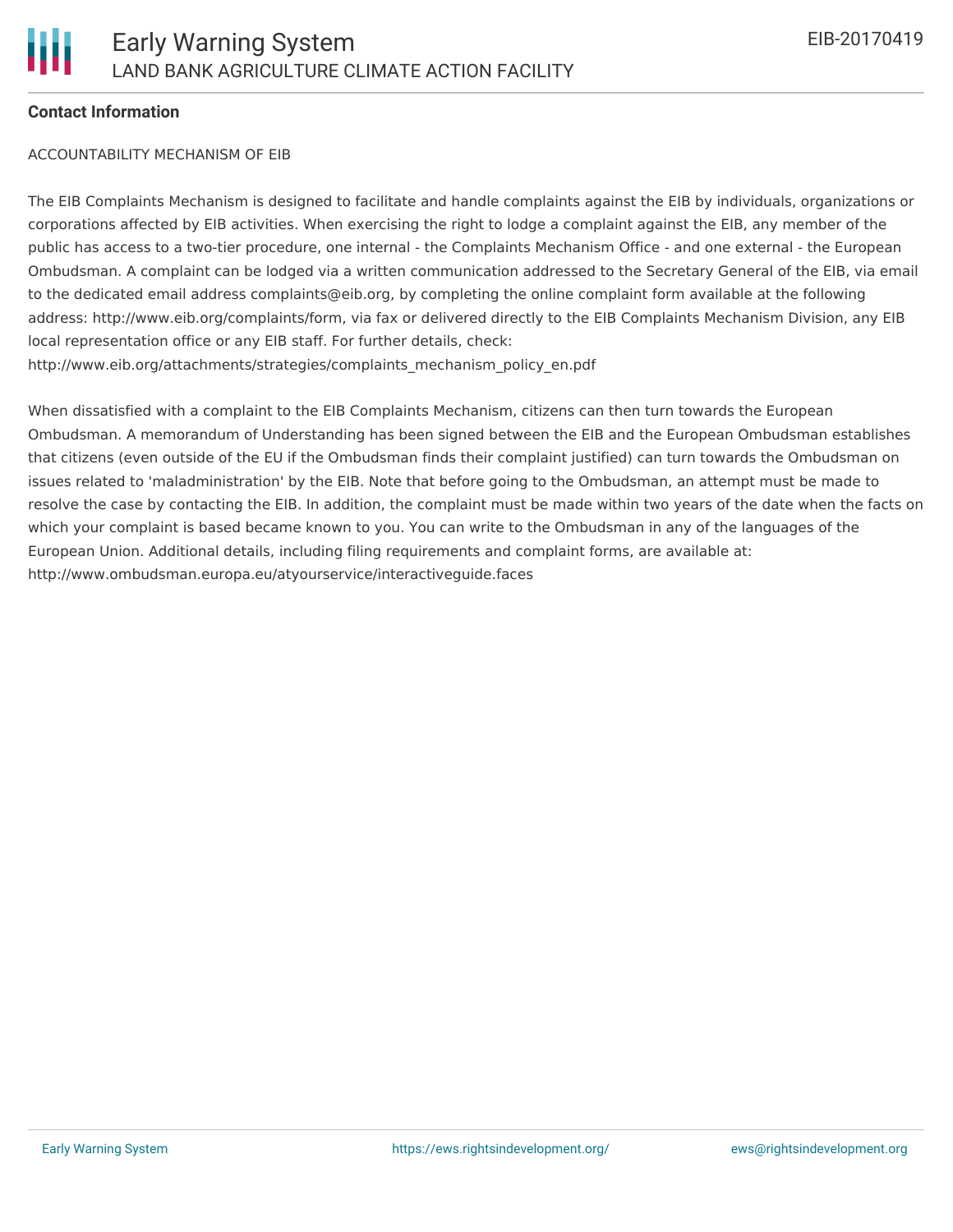**Contact Information**

ACCOUNTABILITY MECHANISM OF EIB

The EIB Complaints Mechanism is designed to facilitate and handle complaints against the EIB by individuals, organizations or corporations affected by EIB activities. When exercising the right to lodge a complaint against the EIB, any member of the public has access to a two-tier procedure, one internal - the Complaints Mechanism Office - and one external - the European Ombudsman. A complaint can be lodged via a written communication addressed to the Secretary General of the EIB, via email to the dedicated email address complaints@eib.org, by completing the online complaint form available at the following address: http://www.eib.org/complaints/form, via fax or delivered directly to the EIB Complaints Mechanism Division, any EIB local representation office or any EIB staff. For further details, check: http://www.eib.org/attachments/strategies/complaints_mechanism_policy_en.pdf

When dissatisfied with a complaint to the EIB Complaints Mechanism, citizens can then turn towards the European Ombudsman. A memorandum of Understanding has been signed between the EIB and the European Ombudsman establishes that citizens (even outside of the EU if the Ombudsman finds their complaint justified) can turn towards the Ombudsman on issues related to 'maladministration' by the EIB. Note that before going to the Ombudsman, an attempt must be made to resolve the case by contacting the EIB. In addition, the complaint must be made within two years of the date when the facts on which your complaint is based became known to you. You can write to the Ombudsman in any of the languages of the European Union. Additional details, including filing requirements and complaint forms, are available at: http://www.ombudsman.europa.eu/atyourservice/interactiveguide.faces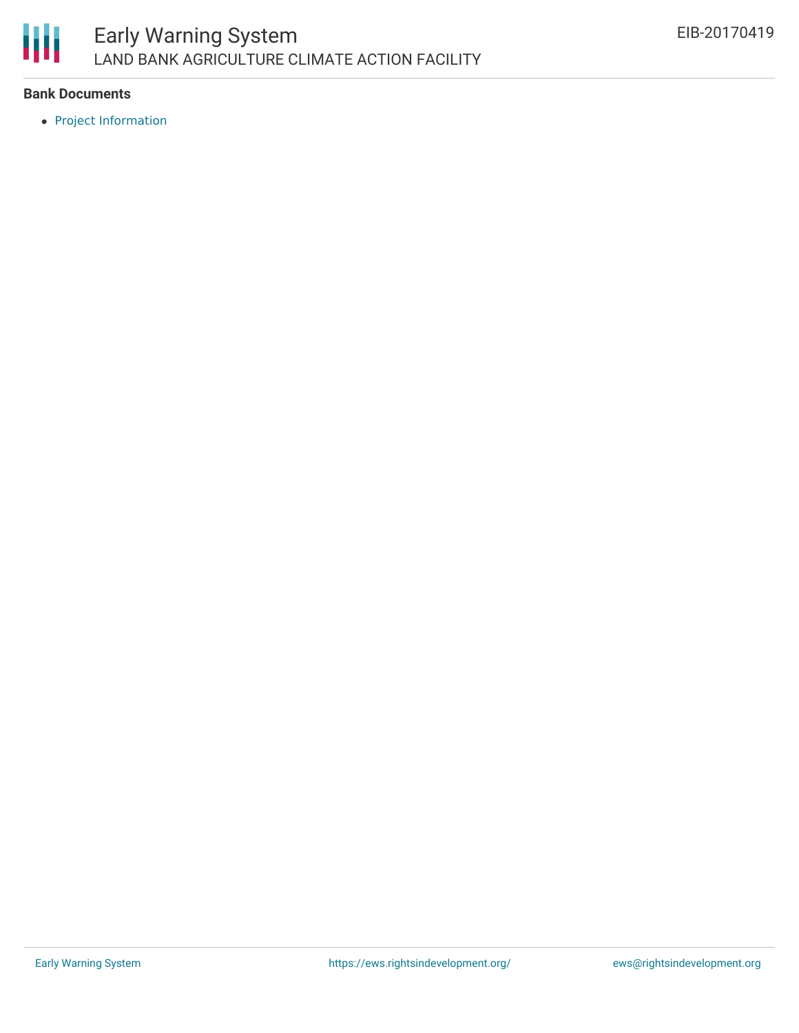**Bank Documents**

- Project Information